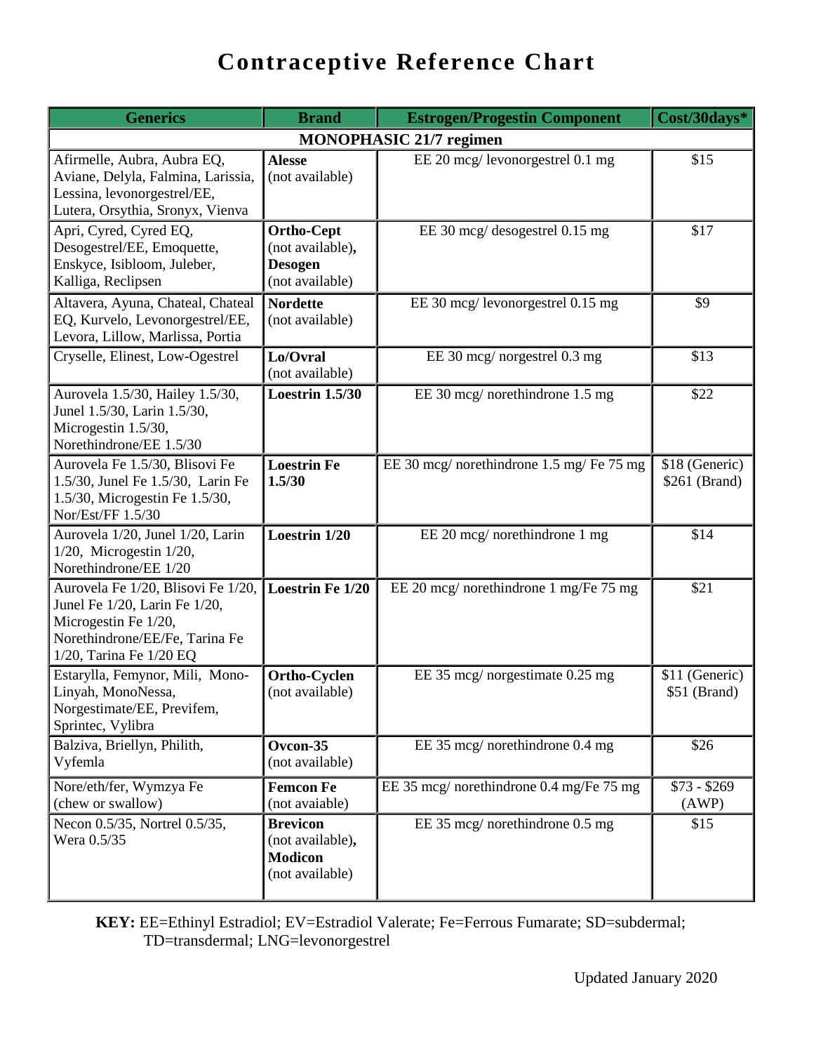# Contraceptive Reference Chart

| Generics | Brand | Estrogen/Progestin Component | Cost/30days* |
|---|---|---|---|
| **MONOPHASIC 21/7 regimen** | | | |
| Afirmelle, Aubra, Aubra EQ, Aviane, Delyla, Falmina, Larissia, Lessina, levonorgestrel/EE, Lutera, Orsythia, Sronyx, Vienva | **Alesse** (not available) | EE 20 mcg/ levonorgestrel 0.1 mg | $15 |
| Apri, Cyred, Cyred EQ, Desogestrel/EE, Emoquette, Enskyce, Isibloom, Juleber, Kalliga, Reclipsen | **Ortho-Cept** (not available)**,** **Desogen** (not available) | EE 30 mcg/ desogestrel 0.15 mg | $17 |
| Altavera, Ayuna, Chateal, Chateal EQ, Kurvelo, Levonorgestrel/EE, Levora, Lillow, Marlissa, Portia | **Nordette** (not available) | EE 30 mcg/ levonorgestrel 0.15 mg | $9 |
| Cryselle, Elinest, Low-Ogestrel | **Lo/Ovral** (not available) | EE 30 mcg/ norgestrel 0.3 mg | $13 |
| Aurovela 1.5/30, Hailey 1.5/30, Junel 1.5/30, Larin 1.5/30, Microgestin 1.5/30, Norethindrone/EE 1.5/30 | **Loestrin 1.5/30** | EE 30 mcg/ norethindrone 1.5 mg | $22 |
| Aurovela Fe 1.5/30, Blisovi Fe 1.5/30, Junel Fe 1.5/30, Larin Fe 1.5/30, Microgestin Fe 1.5/30, Nor/Est/FF 1.5/30 | **Loestrin Fe 1.5/30** | EE 30 mcg/ norethindrone 1.5 mg/ Fe 75 mg | $18 (Generic) $261 (Brand) |
| Aurovela 1/20, Junel 1/20, Larin 1/20, Microgestin 1/20, Norethindrone/EE 1/20 | **Loestrin 1/20** | EE 20 mcg/ norethindrone 1 mg | $14 |
| Aurovela Fe 1/20, Blisovi Fe 1/20, Junel Fe 1/20, Larin Fe 1/20, Microgestin Fe 1/20, Norethindrone/EE/Fe, Tarina Fe 1/20, Tarina Fe 1/20 EQ | **Loestrin Fe 1/20** | EE 20 mcg/ norethindrone 1 mg/Fe 75 mg | $21 |
| Estarylla, Femynor, Mili, Mono-Linyah, MonoNessa, Norgestimate/EE, Previfem, Sprintec, Vylibra | **Ortho-Cyclen** (not available) | EE 35 mcg/ norgestimate 0.25 mg | $11 (Generic) $51 (Brand) |
| Balziva, Briellyn, Philith, Vyfemla | **Ovcon-35** (not available) | EE 35 mcg/ norethindrone 0.4 mg | $26 |
| Nore/eth/fer, Wymzya Fe (chew or swallow) | **Femcon Fe** (not avaiable) | EE 35 mcg/ norethindrone 0.4 mg/Fe 75 mg | $73 - $269 (AWP) |
| Necon 0.5/35, Nortrel 0.5/35, Wera 0.5/35 | **Brevicon** (not available)**,** **Modicon** (not available) | EE 35 mcg/ norethindrone 0.5 mg | $15 |

**KEY:** EE=Ethinyl Estradiol; EV=Estradiol Valerate; Fe=Ferrous Fumarate; SD=subdermal; TD=transdermal; LNG=levonorgestrel

Updated January 2020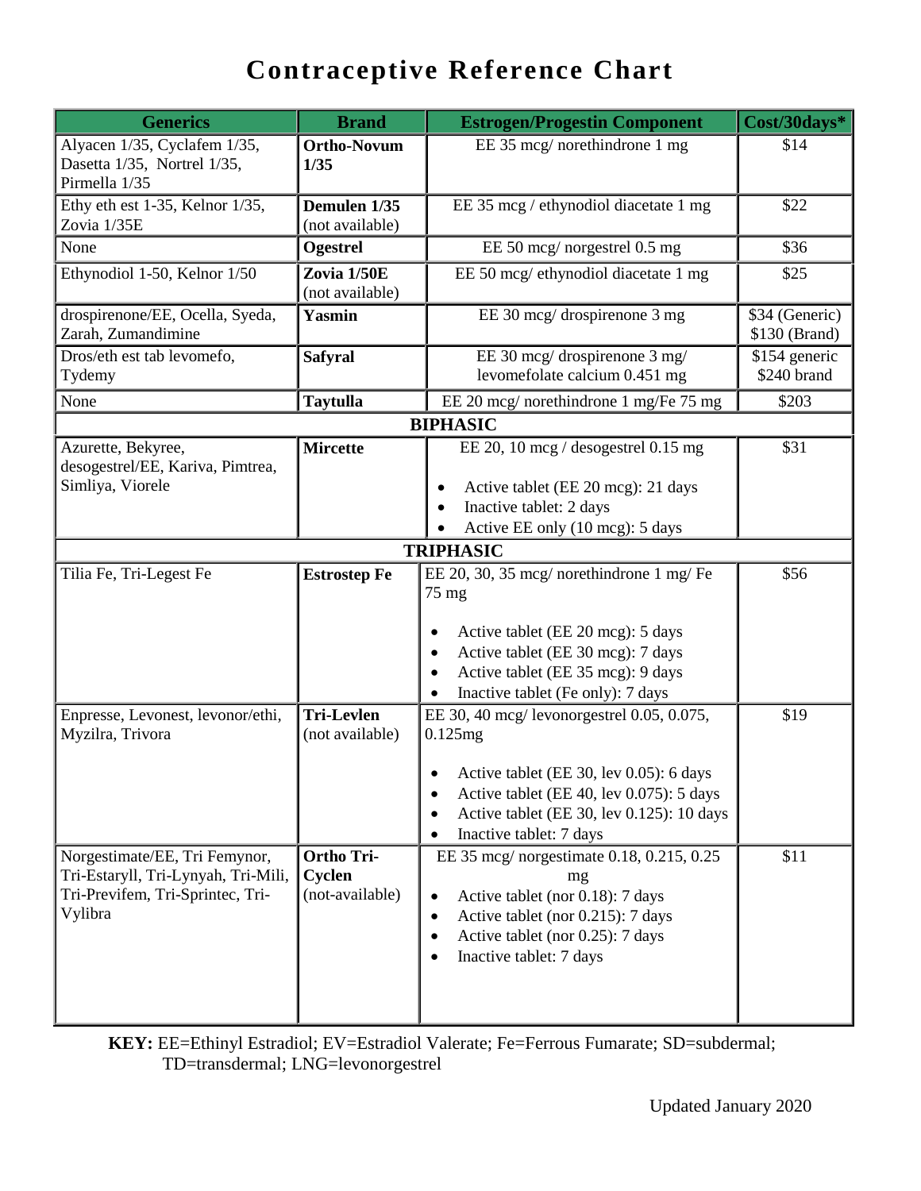# Contraceptive Reference Chart

| Generics | Brand | Estrogen/Progestin Component | Cost/30days* |
|---|---|---|---|
| Alyacen 1/35, Cyclafem 1/35, Dasetta 1/35, Nortrel 1/35, Pirmella 1/35 | **Ortho-Novum 1/35** | EE 35 mcg/ norethindrone 1 mg | $14 |
| Ethy eth est 1-35, Kelnor 1/35, Zovia 1/35E | **Demulen 1/35** (not available) | EE 35 mcg / ethynodiol diacetate 1 mg | $22 |
| None | **Ogestrel** | EE 50 mcg/ norgestrel 0.5 mg | $36 |
| Ethynodiol 1-50, Kelnor 1/50 | **Zovia 1/50E** (not available) | EE 50 mcg/ ethynodiol diacetate 1 mg | $25 |
| drospirenone/EE, Ocella, Syeda, Zarah, Zumandimine | **Yasmin** | EE 30 mcg/ drospirenone 3 mg | $34 (Generic) $130 (Brand) |
| Dros/eth est tab levomefo, Tydemy | **Safyral** | EE 30 mcg/ drospirenone 3 mg/ levomefolate calcium 0.451 mg | $154 generic $240 brand |
| None | **Taytulla** | EE 20 mcg/ norethindrone 1 mg/Fe 75 mg | $203 |
| **BIPHASIC** | | | |
| Azurette, Bekyree, desogestrel/EE, Kariva, Pimtrea, Simliya, Viorele | **Mircette** | EE 20, 10 mcg / desogestrel 0.15 mg<br>• Active tablet (EE 20 mcg): 21 days<br>• Inactive tablet: 2 days<br>• Active EE only (10 mcg): 5 days | $31 |
| **TRIPHASIC** | | | |
| Tilia Fe, Tri-Legest Fe | **Estrostep Fe** | EE 20, 30, 35 mcg/ norethindrone 1 mg/ Fe 75 mg<br>• Active tablet (EE 20 mcg): 5 days<br>• Active tablet (EE 30 mcg): 7 days<br>• Active tablet (EE 35 mcg): 9 days<br>• Inactive tablet (Fe only): 7 days | $56 |
| Enpresse, Levonest, levonor/ethi, Myzilra, Trivora | **Tri-Levlen** (not available) | EE 30, 40 mcg/ levonorgestrel 0.05, 0.075, 0.125mg<br>• Active tablet (EE 30, lev 0.05): 6 days<br>• Active tablet (EE 40, lev 0.075): 5 days<br>• Active tablet (EE 30, lev 0.125): 10 days<br>• Inactive tablet: 7 days | $19 |
| Norgestimate/EE, Tri Femynor, Tri-Estaryll, Tri-Lynyah, Tri-Mili, Tri-Previfem, Tri-Sprintec, Tri-Vylibra | **Ortho Tri-Cyclen** (not-available) | EE 35 mcg/ norgestimate 0.18, 0.215, 0.25 mg<br>• Active tablet (nor 0.18): 7 days<br>• Active tablet (nor 0.215): 7 days<br>• Active tablet (nor 0.25): 7 days<br>• Inactive tablet: 7 days | $11 |

**KEY:** EE=Ethinyl Estradiol; EV=Estradiol Valerate; Fe=Ferrous Fumarate; SD=subdermal; TD=transdermal; LNG=levonorgestrel

Updated January 2020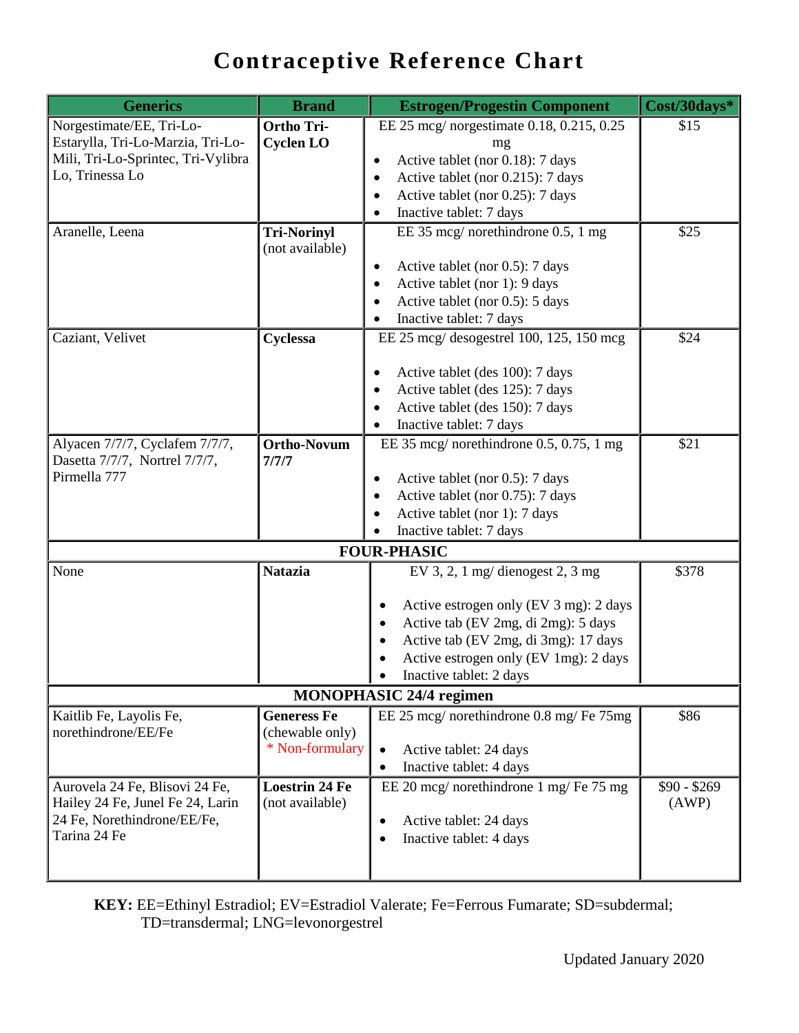# Contraceptive Reference Chart

| Generics | Brand | Estrogen/Progestin Component | Cost/30days* |
|---|---|---|---|
| Norgestimate/EE, Tri-Lo-Estarylla, Tri-Lo-Marzia, Tri-Lo-Mili, Tri-Lo-Sprintec, Tri-Vylibra Lo, Trinessa Lo | **Ortho Tri-Cyclen LO** | EE 25 mcg/ norgestimate 0.18, 0.215, 0.25 mg<br>• Active tablet (nor 0.18): 7 days<br>• Active tablet (nor 0.215): 7 days<br>• Active tablet (nor 0.25): 7 days<br>• Inactive tablet: 7 days | $15 |
| Aranelle, Leena | **Tri-Norinyl** (not available) | EE 35 mcg/ norethindrone 0.5, 1 mg<br>• Active tablet (nor 0.5): 7 days<br>• Active tablet (nor 1): 9 days<br>• Active tablet (nor 0.5): 5 days<br>• Inactive tablet: 7 days | $25 |
| Caziant, Velivet | **Cyclessa** | EE 25 mcg/ desogestrel 100, 125, 150 mcg<br>• Active tablet (des 100): 7 days<br>• Active tablet (des 125): 7 days<br>• Active tablet (des 150): 7 days<br>• Inactive tablet: 7 days | $24 |
| Alyacen 7/7/7, Cyclafem 7/7/7, Dasetta 7/7/7, Nortrel 7/7/7, Pirmella 777 | **Ortho-Novum 7/7/7** | EE 35 mcg/ norethindrone 0.5, 0.75, 1 mg<br>• Active tablet (nor 0.5): 7 days<br>• Active tablet (nor 0.75): 7 days<br>• Active tablet (nor 1): 7 days<br>• Inactive tablet: 7 days | $21 |
| **FOUR-PHASIC** | | | |
| None | **Natazia** | EV 3, 2, 1 mg/ dienogest 2, 3 mg<br>• Active estrogen only (EV 3 mg): 2 days<br>• Active tab (EV 2mg, di 2mg): 5 days<br>• Active tab (EV 2mg, di 3mg): 17 days<br>• Active estrogen only (EV 1mg): 2 days<br>• Inactive tablet: 2 days | $378 |
| **MONOPHASIC 24/4 regimen** | | | |
| Kaitlib Fe, Layolis Fe, norethindrone/EE/Fe | **Generess Fe** (chewable only)<br>* Non-formulary | EE 25 mcg/ norethindrone 0.8 mg/ Fe 75mg<br>• Active tablet: 24 days<br>• Inactive tablet: 4 days | $86 |
| Aurovela 24 Fe, Blisovi 24 Fe, Hailey 24 Fe, Junel Fe 24, Larin 24 Fe, Norethindrone/EE/Fe, Tarina 24 Fe | **Loestrin 24 Fe** (not available) | EE 20 mcg/ norethindrone 1 mg/ Fe 75 mg<br>• Active tablet: 24 days<br>• Inactive tablet: 4 days | $90 - $269 (AWP) |

**KEY:** EE=Ethinyl Estradiol; EV=Estradiol Valerate; Fe=Ferrous Fumarate; SD=subdermal; TD=transdermal; LNG=levonorgestrel

Updated January 2020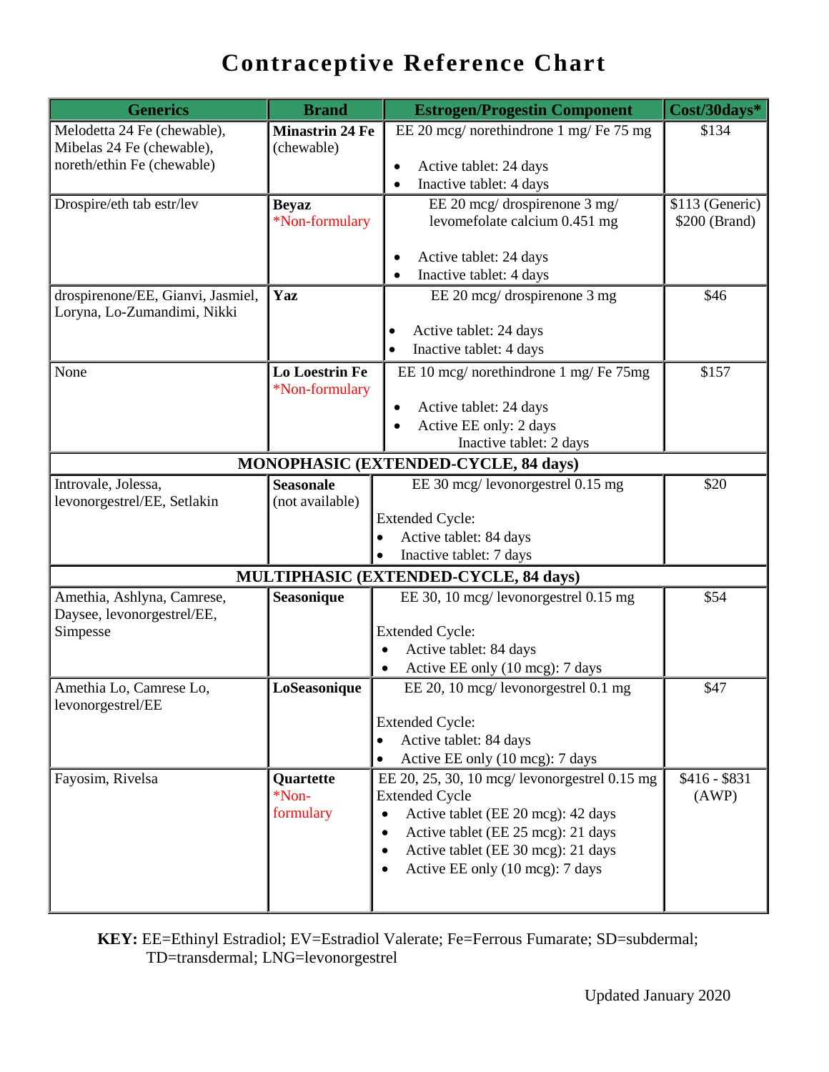# Contraceptive Reference Chart

| Generics | Brand | Estrogen/Progestin Component | Cost/30days* |
|---|---|---|---|
| Melodetta 24 Fe (chewable), Mibelas 24 Fe (chewable), noreth/ethin Fe (chewable) | **Minastrin 24 Fe** (chewable) | EE 20 mcg/ norethindrone 1 mg/ Fe 75 mg<br>• Active tablet: 24 days<br>• Inactive tablet: 4 days | $134 |
| Drospire/eth tab estr/lev | **Beyaz** *Non-formulary | EE 20 mcg/ drospirenone 3 mg/ levomefolate calcium 0.451 mg<br>• Active tablet: 24 days<br>• Inactive tablet: 4 days | $113 (Generic) $200 (Brand) |
| drospirenone/EE, Gianvi, Jasmiel, Loryna, Lo-Zumandimi, Nikki | **Yaz** | EE 20 mcg/ drospirenone 3 mg<br>• Active tablet: 24 days<br>• Inactive tablet: 4 days | $46 |
| None | **Lo Loestrin Fe** *Non-formulary | EE 10 mcg/ norethindrone 1 mg/ Fe 75mg<br>• Active tablet: 24 days<br>• Active EE only: 2 days<br>Inactive tablet: 2 days | $157 |
| **MONOPHASIC (EXTENDED-CYCLE, 84 days)** | | | |
| Introvale, Jolessa, levonorgestrel/EE, Setlakin | **Seasonale** (not available) | EE 30 mcg/ levonorgestrel 0.15 mg<br>Extended Cycle:<br>• Active tablet: 84 days<br>• Inactive tablet: 7 days | $20 |
| **MULTIPHASIC (EXTENDED-CYCLE, 84 days)** | | | |
| Amethia, Ashlyna, Camrese, Daysee, levonorgestrel/EE, Simpesse | **Seasonique** | EE 30, 10 mcg/ levonorgestrel 0.15 mg<br>Extended Cycle:<br>• Active tablet: 84 days<br>• Active EE only (10 mcg): 7 days | $54 |
| Amethia Lo, Camrese Lo, levonorgestrel/EE | **LoSeasonique** | EE 20, 10 mcg/ levonorgestrel 0.1 mg<br>Extended Cycle:<br>• Active tablet: 84 days<br>• Active EE only (10 mcg): 7 days | $47 |
| Fayosim, Rivelsa | **Quartette** *Non-formulary | EE 20, 25, 30, 10 mcg/ levonorgestrel 0.15 mg<br>Extended Cycle<br>• Active tablet (EE 20 mcg): 42 days<br>• Active tablet (EE 25 mcg): 21 days<br>• Active tablet (EE 30 mcg): 21 days<br>• Active EE only (10 mcg): 7 days | $416 - $831 (AWP) |

**KEY:** EE=Ethinyl Estradiol; EV=Estradiol Valerate; Fe=Ferrous Fumarate; SD=subdermal; TD=transdermal; LNG=levonorgestrel

Updated January 2020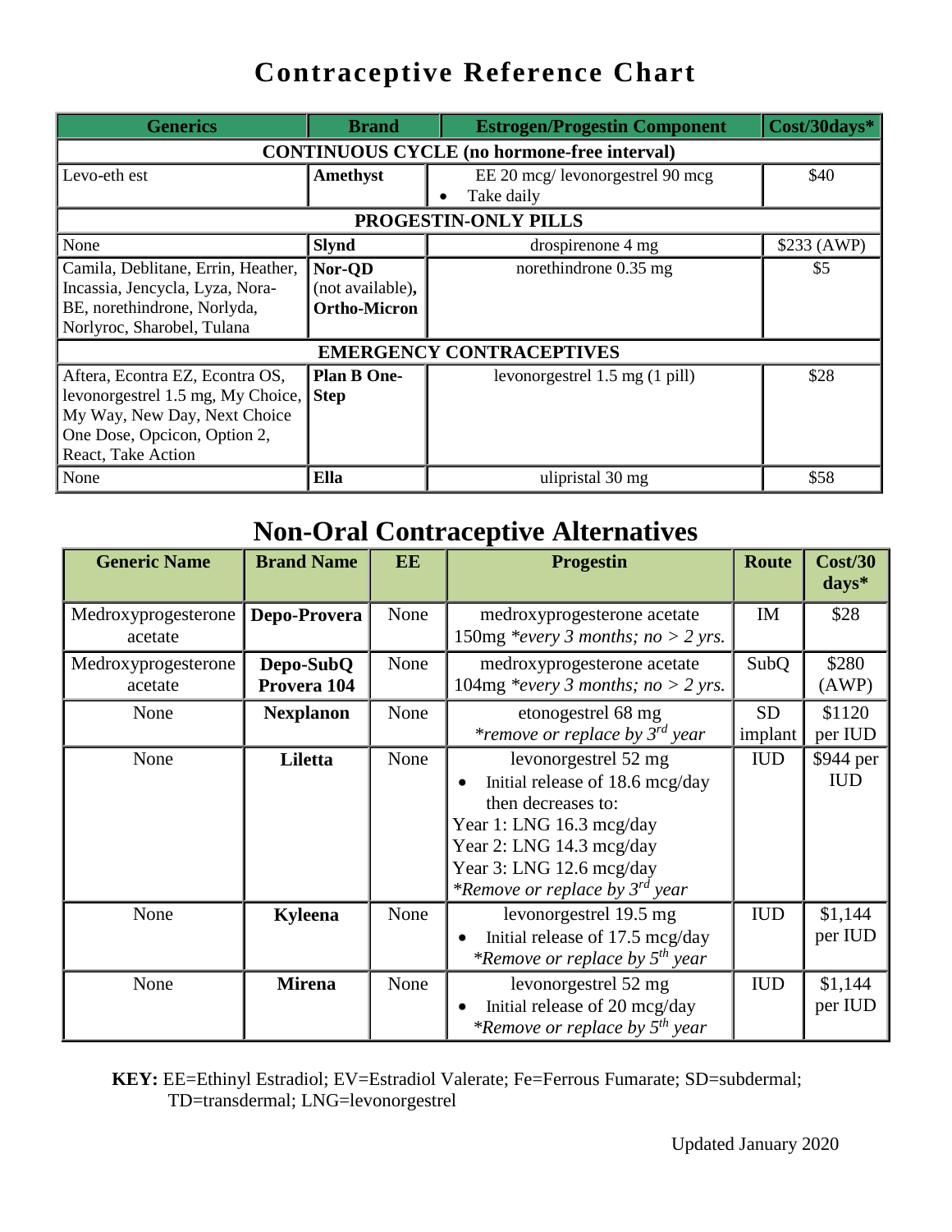# Contraceptive Reference Chart

| Generics | Brand | Estrogen/Progestin Component | Cost/30days* |
|---|---|---|---|
| **CONTINUOUS CYCLE (no hormone-free interval)** | | | |
| Levo-eth est | **Amethyst** | EE 20 mcg/ levonorgestrel 90 mcg<br>• Take daily | $40 |
| **PROGESTIN-ONLY PILLS** | | | |
| None | **Slynd** | drospirenone 4 mg | $233 (AWP) |
| Camila, Deblitane, Errin, Heather, Incassia, Jencycla, Lyza, Nora-BE, norethindrone, Norlyda, Norlyroc, Sharobel, Tulana | **Nor-QD** (not available), **Ortho-Micron** | norethindrone 0.35 mg | $5 |
| **EMERGENCY CONTRACEPTIVES** | | | |
| Aftera, Econtra EZ, Econtra OS, levonorgestrel 1.5 mg, My Choice, My Way, New Day, Next Choice One Dose, Opcicon, Option 2, React, Take Action | **Plan B One-Step** | levonorgestrel 1.5 mg (1 pill) | $28 |
| None | **Ella** | ulipristal 30 mg | $58 |

# Non-Oral Contraceptive Alternatives

| Generic Name | Brand Name | EE | Progestin | Route | Cost/30 days* |
|---|---|---|---|---|---|
| Medroxyprogesterone acetate | **Depo-Provera** | None | medroxyprogesterone acetate 150mg *\*every 3 months; no > 2 yrs.* | IM | $28 |
| Medroxyprogesterone acetate | **Depo-SubQ Provera 104** | None | medroxyprogesterone acetate 104mg *\*every 3 months; no > 2 yrs.* | SubQ | $280 (AWP) |
| None | **Nexplanon** | None | etonogestrel 68 mg<br>*\*remove or replace by 3rd year* | SD implant | $1120 per IUD |
| None | **Liletta** | None | levonorgestrel 52 mg<br>• Initial release of 18.6 mcg/day then decreases to:<br>Year 1: LNG 16.3 mcg/day<br>Year 2: LNG 14.3 mcg/day<br>Year 3: LNG 12.6 mcg/day<br>*\*Remove or replace by 3rd year* | IUD | $944 per IUD |
| None | **Kyleena** | None | levonorgestrel 19.5 mg<br>• Initial release of 17.5 mcg/day<br>*\*Remove or replace by 5th year* | IUD | $1,144 per IUD |
| None | **Mirena** | None | levonorgestrel 52 mg<br>• Initial release of 20 mcg/day<br>*\*Remove or replace by 5th year* | IUD | $1,144 per IUD |

**KEY:** EE=Ethinyl Estradiol; EV=Estradiol Valerate; Fe=Ferrous Fumarate; SD=subdermal; TD=transdermal; LNG=levonorgestrel

Updated January 2020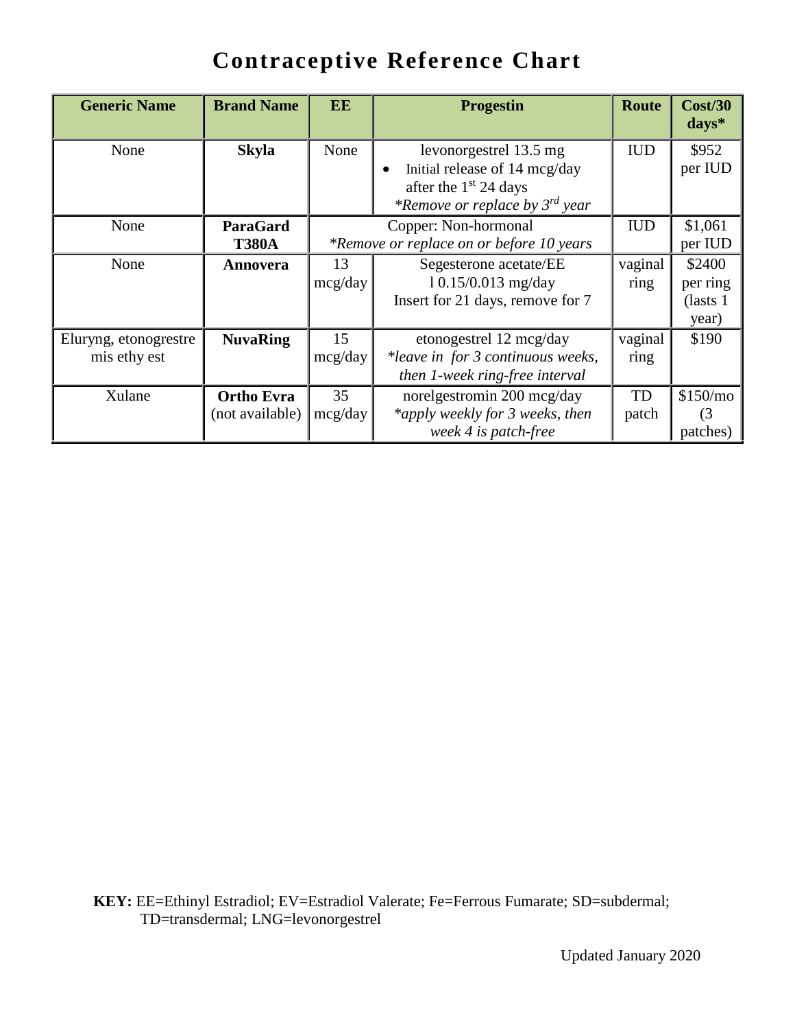# Contraceptive Reference Chart

| Generic Name | Brand Name | EE | Progestin | Route | Cost/30 days* |
|---|---|---|---|---|---|
| None | **Skyla** | None | levonorgestrel 13.5 mg<br>• Initial release of 14 mcg/day after the 1st 24 days<br>*\*Remove or replace by 3rd year* | IUD | $952 per IUD |
| None | **ParaGard T380A** | Copper: Non-hormonal<br>*\*Remove or replace on or before 10 years* | | IUD | $1,061 per IUD |
| None | **Annovera** | 13 mcg/day | Segesterone acetate/EE l 0.15/0.013 mg/day<br>Insert for 21 days, remove for 7 | vaginal ring | $2400 per ring (lasts 1 year) |
| Eluryng, etonogrestre mis ethy est | **NuvaRing** | 15 mcg/day | etonogestrel 12 mcg/day<br>*\*leave in for 3 continuous weeks, then 1-week ring-free interval* | vaginal ring | $190 |
| Xulane | **Ortho Evra** (not available) | 35 mcg/day | norelgestromin 200 mcg/day<br>*\*apply weekly for 3 weeks, then week 4 is patch-free* | TD patch | $150/mo (3 patches) |

**KEY:** EE=Ethinyl Estradiol; EV=Estradiol Valerate; Fe=Ferrous Fumarate; SD=subdermal; TD=transdermal; LNG=levonorgestrel

Updated January 2020